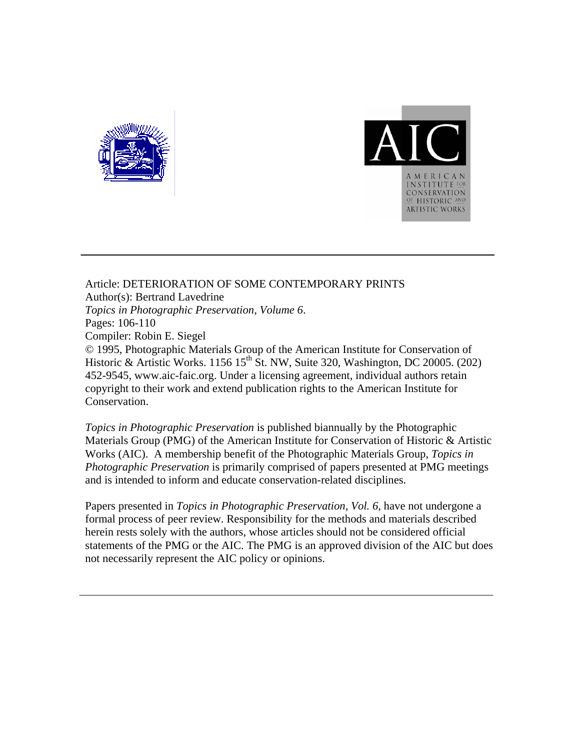Article: DETERIORATION OF SOME CONTEMPORARY PRINTS
Author(s): Bertrand Lavedrine
*Topics in Photographic Preservation, Volume 6*.
Pages: 106-110
Compiler: Robin E. Siegel
© 1995, Photographic Materials Group of the American Institute for Conservation of Historic & Artistic Works. 1156 15th St. NW, Suite 320, Washington, DC 20005. (202) 452-9545, www.aic-faic.org. Under a licensing agreement, individual authors retain copyright to their work and extend publication rights to the American Institute for Conservation.

*Topics in Photographic Preservation* is published biannually by the Photographic Materials Group (PMG) of the American Institute for Conservation of Historic & Artistic Works (AIC). A membership benefit of the Photographic Materials Group, *Topics in Photographic Preservation* is primarily comprised of papers presented at PMG meetings and is intended to inform and educate conservation-related disciplines.

Papers presented in *Topics in Photographic Preservation, Vol. 6*, have not undergone a formal process of peer review. Responsibility for the methods and materials described herein rests solely with the authors, whose articles should not be considered official statements of the PMG or the AIC. The PMG is an approved division of the AIC but does not necessarily represent the AIC policy or opinions.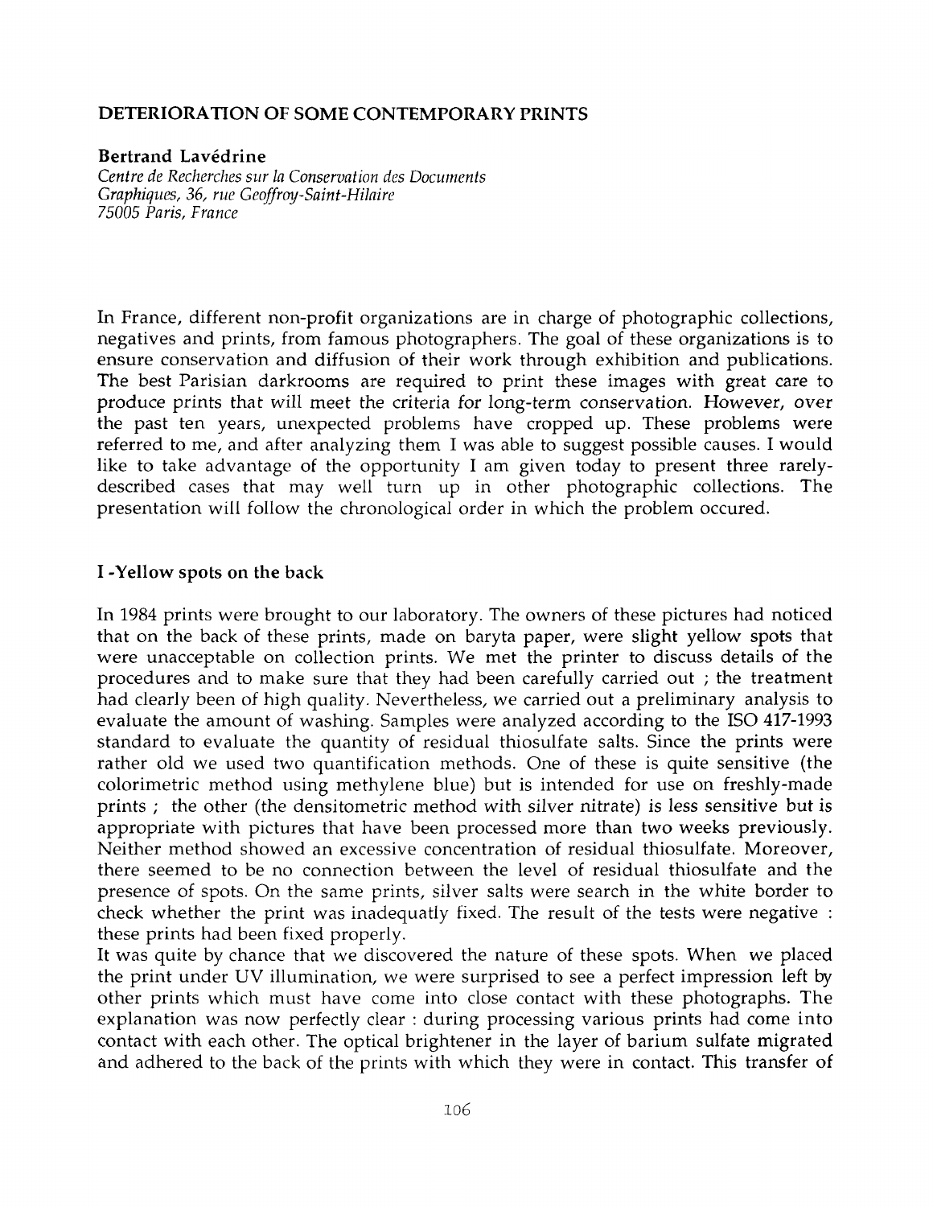## DETERIORATION OF SOME CONTEMPORARY PRINTS

**Bertrand Lavédrine**
*Centre de Recherches sur la Conservation des Documents Graphiques, 36, rue Geoffroy-Saint-Hilaire 75005 Paris, France*

In France, different non-profit organizations are in charge of photographic collections, negatives and prints, from famous photographers. The goal of these organizations is to ensure conservation and diffusion of their work through exhibition and publications. The best Parisian darkrooms are required to print these images with great care to produce prints that will meet the criteria for long-term conservation. However, over the past ten years, unexpected problems have cropped up. These problems were referred to me, and after analyzing them I was able to suggest possible causes. I would like to take advantage of the opportunity I am given today to present three rarely-described cases that may well turn up in other photographic collections. The presentation will follow the chronological order in which the problem occured.

### I -Yellow spots on the back

In 1984 prints were brought to our laboratory. The owners of these pictures had noticed that on the back of these prints, made on baryta paper, were slight yellow spots that were unacceptable on collection prints. We met the printer to discuss details of the procedures and to make sure that they had been carefully carried out ; the treatment had clearly been of high quality. Nevertheless, we carried out a preliminary analysis to evaluate the amount of washing. Samples were analyzed according to the ISO 417-1993 standard to evaluate the quantity of residual thiosulfate salts. Since the prints were rather old we used two quantification methods. One of these is quite sensitive (the colorimetric method using methylene blue) but is intended for use on freshly-made prints ; the other (the densitometric method with silver nitrate) is less sensitive but is appropriate with pictures that have been processed more than two weeks previously. Neither method showed an excessive concentration of residual thiosulfate. Moreover, there seemed to be no connection between the level of residual thiosulfate and the presence of spots. On the same prints, silver salts were search in the white border to check whether the print was inadequatly fixed. The result of the tests were negative : these prints had been fixed properly.

It was quite by chance that we discovered the nature of these spots. When we placed the print under UV illumination, we were surprised to see a perfect impression left by other prints which must have come into close contact with these photographs. The explanation was now perfectly clear : during processing various prints had come into contact with each other. The optical brightener in the layer of barium sulfate migrated and adhered to the back of the prints with which they were in contact. This transfer of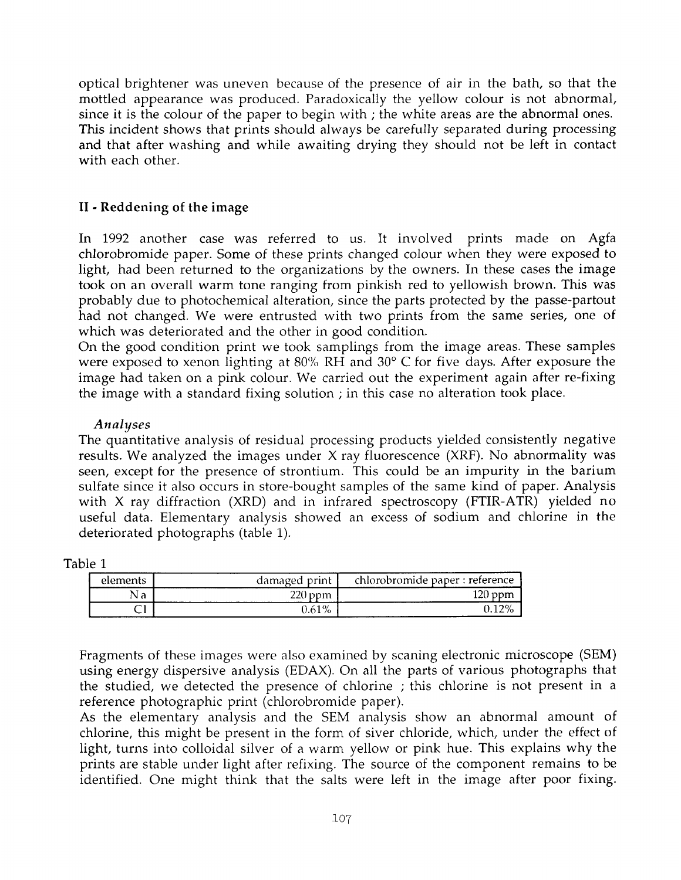optical brightener was uneven because of the presence of air in the bath, so that the mottled appearance was produced. Paradoxically the yellow colour is not abnormal, since it is the colour of the paper to begin with ; the white areas are the abnormal ones. This incident shows that prints should always be carefully separated during processing and that after washing and while awaiting drying they should not be left in contact with each other.

## II - Reddening of the image

In 1992 another case was referred to us. It involved prints made on Agfa chlorobromide paper. Some of these prints changed colour when they were exposed to light, had been returned to the organizations by the owners. In these cases the image took on an overall warm tone ranging from pinkish red to yellowish brown. This was probably due to photochemical alteration, since the parts protected by the passe-partout had not changed. We were entrusted with two prints from the same series, one of which was deteriorated and the other in good condition.

On the good condition print we took samplings from the image areas. These samples were exposed to xenon lighting at 80% RH and 30° C for five days. After exposure the image had taken on a pink colour. We carried out the experiment again after re-fixing the image with a standard fixing solution ; in this case no alteration took place.

### *Analyses*

The quantitative analysis of residual processing products yielded consistently negative results. We analyzed the images under X ray fluorescence (XRF). No abnormality was seen, except for the presence of strontium. This could be an impurity in the barium sulfate since it also occurs in store-bought samples of the same kind of paper. Analysis with X ray diffraction (XRD) and in infrared spectroscopy (FTIR-ATR) yielded no useful data. Elementary analysis showed an excess of sodium and chlorine in the deteriorated photographs (table 1).

Table 1

| elements | damaged print | chlorobromide paper : reference |
|---|---|---|
| Na | 220 ppm | 120 ppm |
| Cl | 0.61% | 0.12% |

Fragments of these images were also examined by scaning electronic microscope (SEM) using energy dispersive analysis (EDAX). On all the parts of various photographs that the studied, we detected the presence of chlorine ; this chlorine is not present in a reference photographic print (chlorobromide paper).

As the elementary analysis and the SEM analysis show an abnormal amount of chlorine, this might be present in the form of siver chloride, which, under the effect of light, turns into colloidal silver of a warm yellow or pink hue. This explains why the prints are stable under light after refixing. The source of the component remains to be identified. One might think that the salts were left in the image after poor fixing.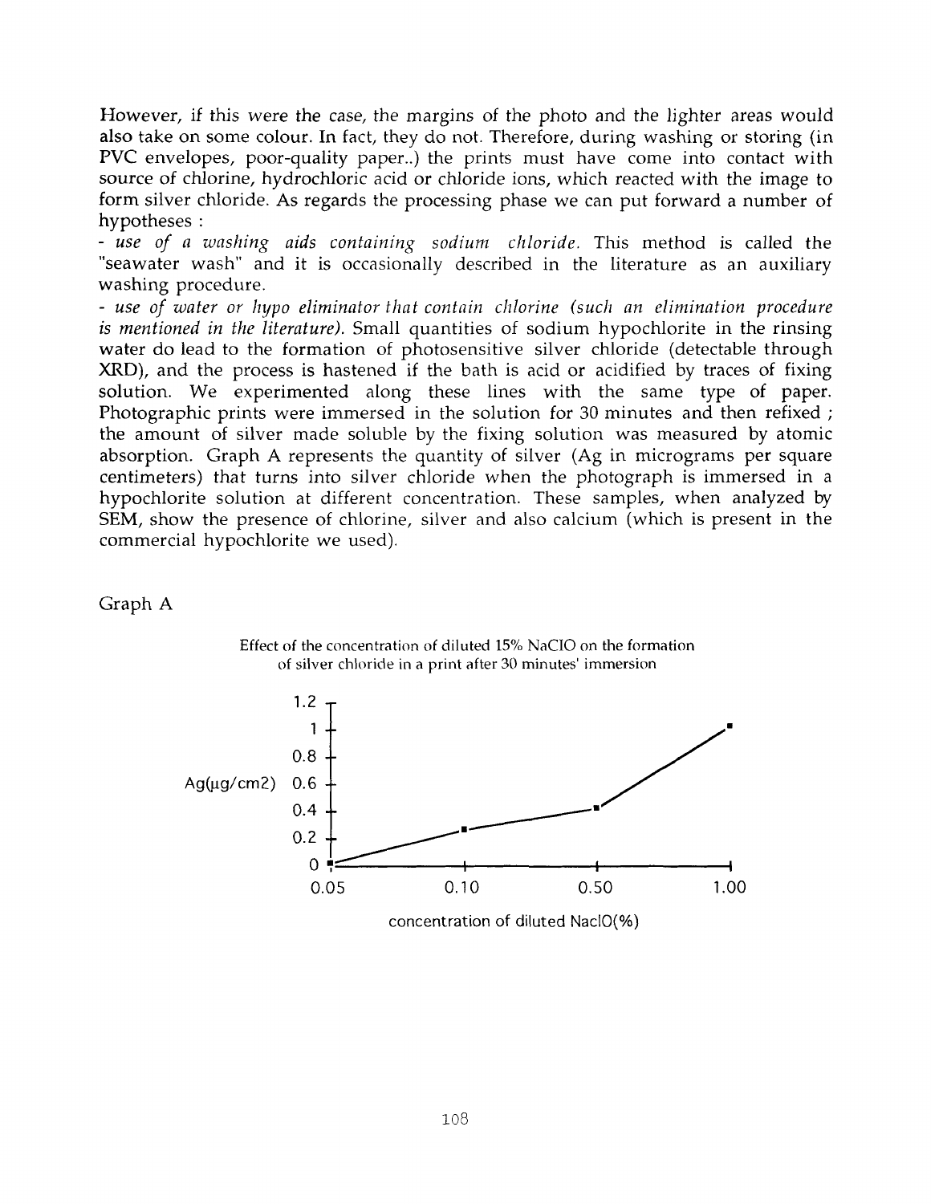However, if this were the case, the margins of the photo and the lighter areas would also take on some colour. In fact, they do not. Therefore, during washing or storing (in PVC envelopes, poor-quality paper..) the prints must have come into contact with source of chlorine, hydrochloric acid or chloride ions, which reacted with the image to form silver chloride. As regards the processing phase we can put forward a number of hypotheses :

- *use of a washing aids containing sodium chloride.* This method is called the "seawater wash" and it is occasionally described in the literature as an auxiliary washing procedure.
- *use of water or hypo eliminator that contain chlorine (such an elimination procedure is mentioned in the literature).* Small quantities of sodium hypochlorite in the rinsing water do lead to the formation of photosensitive silver chloride (detectable through XRD), and the process is hastened if the bath is acid or acidified by traces of fixing solution. We experimented along these lines with the same type of paper. Photographic prints were immersed in the solution for 30 minutes and then refixed ; the amount of silver made soluble by the fixing solution was measured by atomic absorption. Graph A represents the quantity of silver (Ag in micrograms per square centimeters) that turns into silver chloride when the photograph is immersed in a hypochlorite solution at different concentration. These samples, when analyzed by SEM, show the presence of chlorine, silver and also calcium (which is present in the commercial hypochlorite we used).

Graph A

Effect of the concentration of diluted 15% NaClO on the formation of silver chloride in a print after 30 minutes' immersion

| concentration of diluted NaclO(%) | 0.05 | 0.10 | 0.50 | 1.00 |
|---|---|---|---|---|
| Ag(μg/cm2) | ~0 | ~0.25 | ~0.42 | ~1.0 |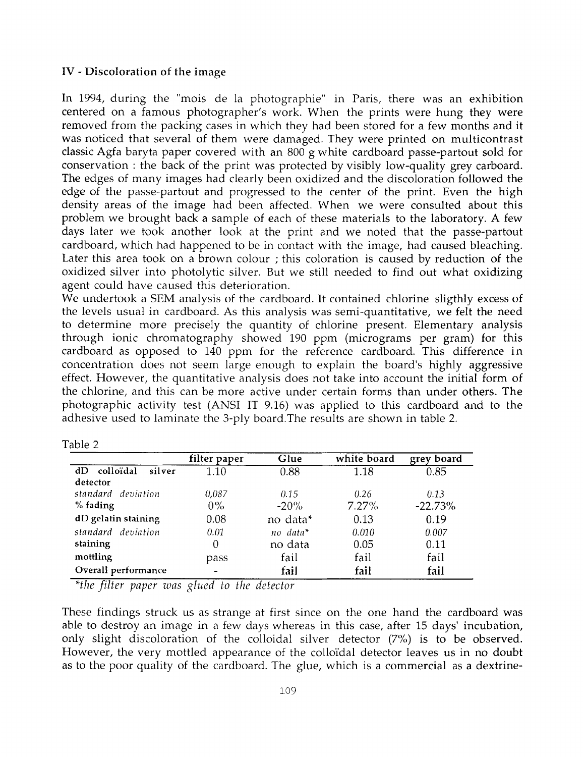## IV - Discoloration of the image

In 1994, during the "mois de la photographie" in Paris, there was an exhibition centered on a famous photographer's work. When the prints were hung they were removed from the packing cases in which they had been stored for a few months and it was noticed that several of them were damaged. They were printed on multicontrast classic Agfa baryta paper covered with an 800 g white cardboard passe-partout sold for conservation : the back of the print was protected by visibly low-quality grey carboard. The edges of many images had clearly been oxidized and the discoloration followed the edge of the passe-partout and progressed to the center of the print. Even the high density areas of the image had been affected. When we were consulted about this problem we brought back a sample of each of these materials to the laboratory. A few days later we took another look at the print and we noted that the passe-partout cardboard, which had happened to be in contact with the image, had caused bleaching. Later this area took on a brown colour ; this coloration is caused by reduction of the oxidized silver into photolytic silver. But we still needed to find out what oxidizing agent could have caused this deterioration.

We undertook a SEM analysis of the cardboard. It contained chlorine sligthly excess of the levels usual in cardboard. As this analysis was semi-quantitative, we felt the need to determine more precisely the quantity of chlorine present. Elementary analysis through ionic chromatography showed 190 ppm (micrograms per gram) for this cardboard as opposed to 140 ppm for the reference cardboard. This difference in concentration does not seem large enough to explain the board's highly aggressive effect. However, the quantitative analysis does not take into account the initial form of the chlorine, and this can be more active under certain forms than under others. The photographic activity test (ANSI IT 9.16) was applied to this cardboard and to the adhesive used to laminate the 3-ply board.The results are shown in table 2.

Table 2

| | filter paper | Glue | white board | grey board |
|---|---|---|---|---|
| **dD colloïdal silver detector** | 1.10 | 0.88 | 1.18 | 0.85 |
| *standard deviation* | *0,087* | *0.15* | *0.26* | *0.13* |
| **% fading** | 0% | -20% | 7.27% | -22.73% |
| **dD gelatin staining** | 0.08 | no data* | 0.13 | 0.19 |
| *standard deviation* | *0.01* | *no data** | *0.010* | *0.007* |
| **staining** | 0 | no data | 0.05 | 0.11 |
| **mottling** | pass | fail | fail | fail |
| **Overall performance** | - | **fail** | **fail** | **fail** |

*\*the filter paper was glued to the detector*

These findings struck us as strange at first since on the one hand the cardboard was able to destroy an image in a few days whereas in this case, after 15 days' incubation, only slight discoloration of the colloidal silver detector (7%) is to be observed. However, the very mottled appearance of the colloïdal detector leaves us in no doubt as to the poor quality of the cardboard. The glue, which is a commercial as a dextrine-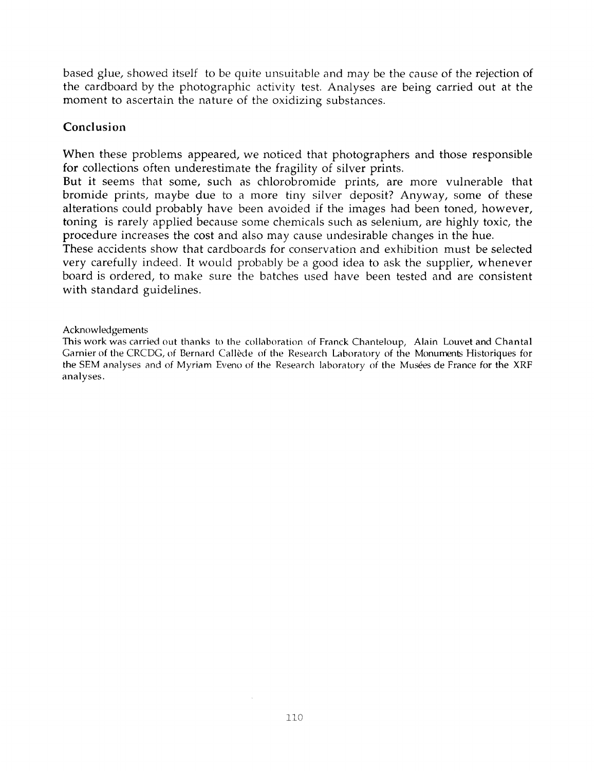based glue, showed itself to be quite unsuitable and may be the cause of the rejection of the cardboard by the photographic activity test. Analyses are being carried out at the moment to ascertain the nature of the oxidizing substances.

## Conclusion

When these problems appeared, we noticed that photographers and those responsible for collections often underestimate the fragility of silver prints.

But it seems that some, such as chlorobromide prints, are more vulnerable that bromide prints, maybe due to a more tiny silver deposit? Anyway, some of these alterations could probably have been avoided if the images had been toned, however, toning is rarely applied because some chemicals such as selenium, are highly toxic, the procedure increases the cost and also may cause undesirable changes in the hue.

These accidents show that cardboards for conservation and exhibition must be selected very carefully indeed. It would probably be a good idea to ask the supplier, whenever board is ordered, to make sure the batches used have been tested and are consistent with standard guidelines.

Acknowledgements

This work was carried out thanks to the collaboration of Franck Chanteloup, Alain Louvet and Chantal Garnier of the CRCDG, of Bernard Callède of the Research Laboratory of the Monuments Historiques for the SEM analyses and of Myriam Eveno of the Research laboratory of the Musées de France for the XRF analyses.